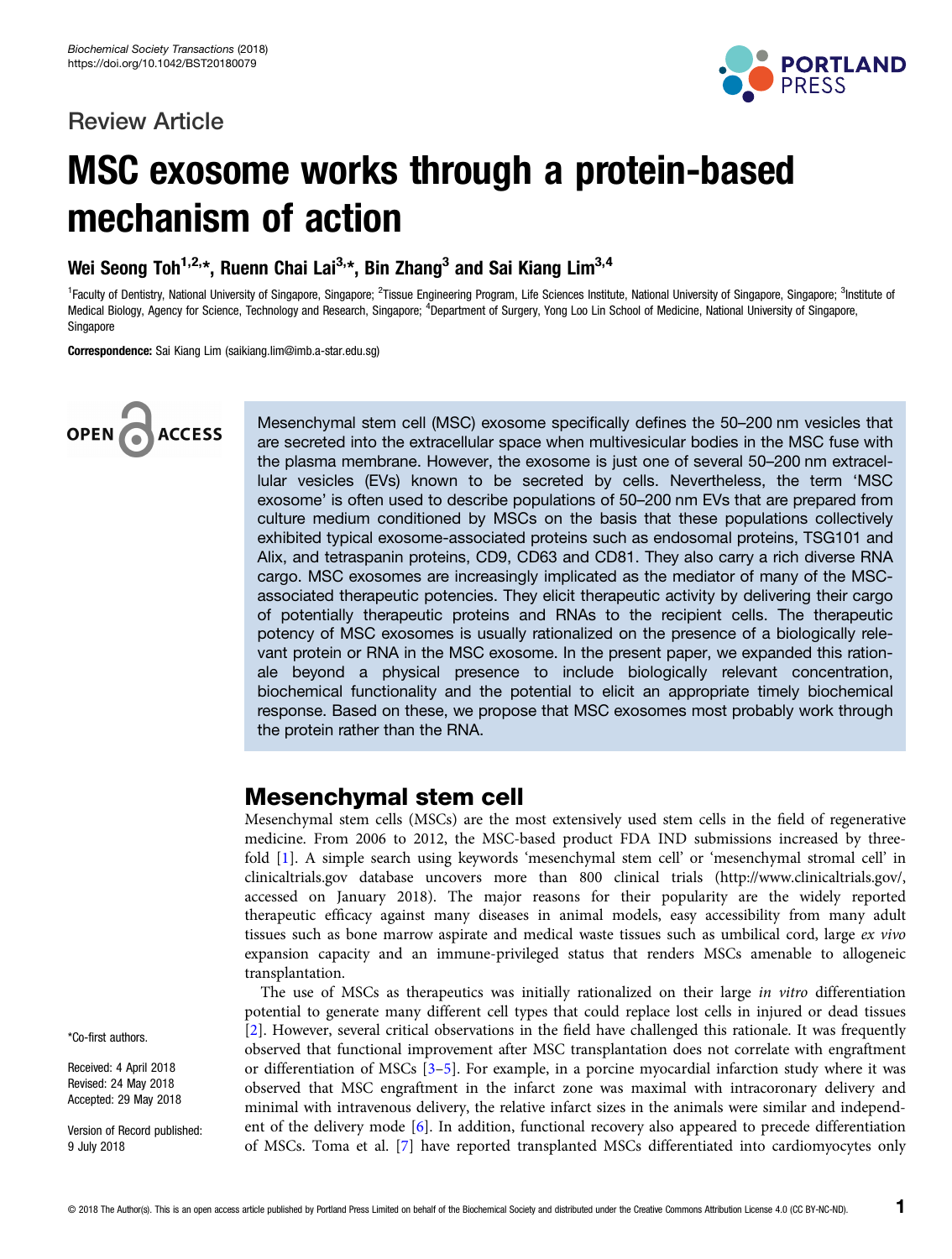Review Article

# MSC exosome works through a protein-based mechanism of action

**Wei Seong Toh[1,2,*], Ruenn Chai Lai[3,*], Bin Zhang[3] and Sai Kiang Lim[3,4]**

[1]Faculty of Dentistry, National University of Singapore, Singapore; [2]Tissue Engineering Program, Life Sciences Institute, National University of Singapore, Singapore; [3]Institute of Medical Biology, Agency for Science, Technology and Research, Singapore; [4]Department of Surgery, Yong Loo Lin School of Medicine, National University of Singapore, Singapore

**Correspondence:** Sai Kiang Lim (saikiang.lim@imb.a-star.edu.sg)

Mesenchymal stem cell (MSC) exosome specifically defines the 50–200 nm vesicles that are secreted into the extracellular space when multivesicular bodies in the MSC fuse with the plasma membrane. However, the exosome is just one of several 50–200 nm extracellular vesicles (EVs) known to be secreted by cells. Nevertheless, the term 'MSC exosome' is often used to describe populations of 50–200 nm EVs that are prepared from culture medium conditioned by MSCs on the basis that these populations collectively exhibited typical exosome-associated proteins such as endosomal proteins, TSG101 and Alix, and tetraspanin proteins, CD9, CD63 and CD81. They also carry a rich diverse RNA cargo. MSC exosomes are increasingly implicated as the mediator of many of the MSC-associated therapeutic potencies. They elicit therapeutic activity by delivering their cargo of potentially therapeutic proteins and RNAs to the recipient cells. The therapeutic potency of MSC exosomes is usually rationalized on the presence of a biologically relevant protein or RNA in the MSC exosome. In the present paper, we expanded this rationale beyond a physical presence to include biologically relevant concentration, biochemical functionality and the potential to elicit an appropriate timely biochemical response. Based on these, we propose that MSC exosomes most probably work through the protein rather than the RNA.

## Mesenchymal stem cell

Mesenchymal stem cells (MSCs) are the most extensively used stem cells in the field of regenerative medicine. From 2006 to 2012, the MSC-based product FDA IND submissions increased by three-fold [1]. A simple search using keywords 'mesenchymal stem cell' or 'mesenchymal stromal cell' in clinicaltrials.gov database uncovers more than 800 clinical trials (http://www.clinicaltrials.gov/, accessed on January 2018). The major reasons for their popularity are the widely reported therapeutic efficacy against many diseases in animal models, easy accessibility from many adult tissues such as bone marrow aspirate and medical waste tissues such as umbilical cord, large *ex vivo* expansion capacity and an immune-privileged status that renders MSCs amenable to allogeneic transplantation.

The use of MSCs as therapeutics was initially rationalized on their large *in vitro* differentiation potential to generate many different cell types that could replace lost cells in injured or dead tissues [2]. However, several critical observations in the field have challenged this rationale. It was frequently observed that functional improvement after MSC transplantation does not correlate with engraftment or differentiation of MSCs [3–5]. For example, in a porcine myocardial infarction study where it was observed that MSC engraftment in the infarct zone was maximal with intracoronary delivery and minimal with intravenous delivery, the relative infarct sizes in the animals were similar and independent of the delivery mode [6]. In addition, functional recovery also appeared to precede differentiation of MSCs. Toma et al. [7] have reported transplanted MSCs differentiated into cardiomyocytes only

*Co-first authors.

Received: 4 April 2018
Revised: 24 May 2018
Accepted: 29 May 2018

Version of Record published: 9 July 2018

© 2018 The Author(s). This is an open access article published by Portland Press Limited on behalf of the Biochemical Society and distributed under the Creative Commons Attribution License 4.0 (CC BY-NC-ND).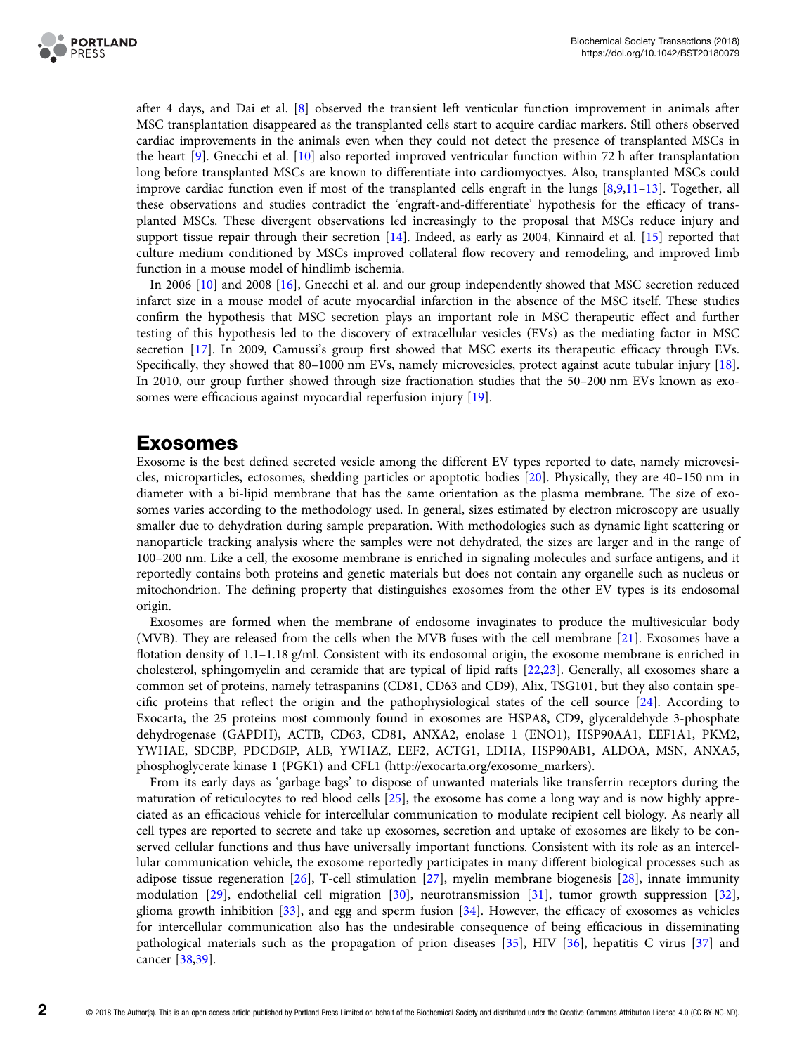after 4 days, and Dai et al. [8] observed the transient left venticular function improvement in animals after MSC transplantation disappeared as the transplanted cells start to acquire cardiac markers. Still others observed cardiac improvements in the animals even when they could not detect the presence of transplanted MSCs in the heart [9]. Gnecchi et al. [10] also reported improved ventricular function within 72 h after transplantation long before transplanted MSCs are known to differentiate into cardiomyoctyes. Also, transplanted MSCs could improve cardiac function even if most of the transplanted cells engraft in the lungs [8,9,11–13]. Together, all these observations and studies contradict the 'engraft-and-differentiate' hypothesis for the efficacy of transplanted MSCs. These divergent observations led increasingly to the proposal that MSCs reduce injury and support tissue repair through their secretion [14]. Indeed, as early as 2004, Kinnaird et al. [15] reported that culture medium conditioned by MSCs improved collateral flow recovery and remodeling, and improved limb function in a mouse model of hindlimb ischemia.

In 2006 [10] and 2008 [16], Gnecchi et al. and our group independently showed that MSC secretion reduced infarct size in a mouse model of acute myocardial infarction in the absence of the MSC itself. These studies confirm the hypothesis that MSC secretion plays an important role in MSC therapeutic effect and further testing of this hypothesis led to the discovery of extracellular vesicles (EVs) as the mediating factor in MSC secretion [17]. In 2009, Camussi's group first showed that MSC exerts its therapeutic efficacy through EVs. Specifically, they showed that 80–1000 nm EVs, namely microvesicles, protect against acute tubular injury [18]. In 2010, our group further showed through size fractionation studies that the 50–200 nm EVs known as exosomes were efficacious against myocardial reperfusion injury [19].

## Exosomes

Exosome is the best defined secreted vesicle among the different EV types reported to date, namely microvesicles, microparticles, ectosomes, shedding particles or apoptotic bodies [20]. Physically, they are 40–150 nm in diameter with a bi-lipid membrane that has the same orientation as the plasma membrane. The size of exosomes varies according to the methodology used. In general, sizes estimated by electron microscopy are usually smaller due to dehydration during sample preparation. With methodologies such as dynamic light scattering or nanoparticle tracking analysis where the samples were not dehydrated, the sizes are larger and in the range of 100–200 nm. Like a cell, the exosome membrane is enriched in signaling molecules and surface antigens, and it reportedly contains both proteins and genetic materials but does not contain any organelle such as nucleus or mitochondrion. The defining property that distinguishes exosomes from the other EV types is its endosomal origin.

Exosomes are formed when the membrane of endosome invaginates to produce the multivesicular body (MVB). They are released from the cells when the MVB fuses with the cell membrane [21]. Exosomes have a flotation density of 1.1–1.18 g/ml. Consistent with its endosomal origin, the exosome membrane is enriched in cholesterol, sphingomyelin and ceramide that are typical of lipid rafts [22,23]. Generally, all exosomes share a common set of proteins, namely tetraspanins (CD81, CD63 and CD9), Alix, TSG101, but they also contain specific proteins that reflect the origin and the pathophysiological states of the cell source [24]. According to Exocarta, the 25 proteins most commonly found in exosomes are HSPA8, CD9, glyceraldehyde 3-phosphate dehydrogenase (GAPDH), ACTB, CD63, CD81, ANXA2, enolase 1 (ENO1), HSP90AA1, EEF1A1, PKM2, YWHAE, SDCBP, PDCD6IP, ALB, YWHAZ, EEF2, ACTG1, LDHA, HSP90AB1, ALDOA, MSN, ANXA5, phosphoglycerate kinase 1 (PGK1) and CFL1 (http://exocarta.org/exosome_markers).

From its early days as 'garbage bags' to dispose of unwanted materials like transferrin receptors during the maturation of reticulocytes to red blood cells [25], the exosome has come a long way and is now highly appreciated as an efficacious vehicle for intercellular communication to modulate recipient cell biology. As nearly all cell types are reported to secrete and take up exosomes, secretion and uptake of exosomes are likely to be conserved cellular functions and thus have universally important functions. Consistent with its role as an intercellular communication vehicle, the exosome reportedly participates in many different biological processes such as adipose tissue regeneration [26], T-cell stimulation [27], myelin membrane biogenesis [28], innate immunity modulation [29], endothelial cell migration [30], neurotransmission [31], tumor growth suppression [32], glioma growth inhibition [33], and egg and sperm fusion [34]. However, the efficacy of exosomes as vehicles for intercellular communication also has the undesirable consequence of being efficacious in disseminating pathological materials such as the propagation of prion diseases [35], HIV [36], hepatitis C virus [37] and cancer [38,39].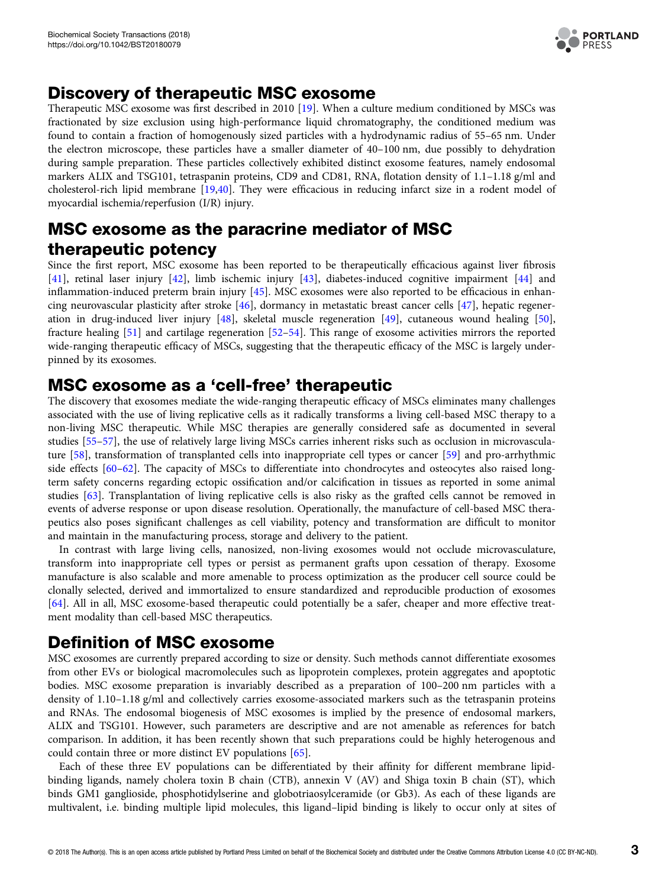## Discovery of therapeutic MSC exosome

Therapeutic MSC exosome was first described in 2010 [19]. When a culture medium conditioned by MSCs was fractionated by size exclusion using high-performance liquid chromatography, the conditioned medium was found to contain a fraction of homogenously sized particles with a hydrodynamic radius of 55–65 nm. Under the electron microscope, these particles have a smaller diameter of 40–100 nm, due possibly to dehydration during sample preparation. These particles collectively exhibited distinct exosome features, namely endosomal markers ALIX and TSG101, tetraspanin proteins, CD9 and CD81, RNA, flotation density of 1.1–1.18 g/ml and cholesterol-rich lipid membrane [19,40]. They were efficacious in reducing infarct size in a rodent model of myocardial ischemia/reperfusion (I/R) injury.

## MSC exosome as the paracrine mediator of MSC therapeutic potency

Since the first report, MSC exosome has been reported to be therapeutically efficacious against liver fibrosis [41], retinal laser injury [42], limb ischemic injury [43], diabetes-induced cognitive impairment [44] and inflammation-induced preterm brain injury [45]. MSC exosomes were also reported to be efficacious in enhancing neurovascular plasticity after stroke [46], dormancy in metastatic breast cancer cells [47], hepatic regeneration in drug-induced liver injury [48], skeletal muscle regeneration [49], cutaneous wound healing [50], fracture healing [51] and cartilage regeneration [52–54]. This range of exosome activities mirrors the reported wide-ranging therapeutic efficacy of MSCs, suggesting that the therapeutic efficacy of the MSC is largely underpinned by its exosomes.

## MSC exosome as a 'cell-free' therapeutic

The discovery that exosomes mediate the wide-ranging therapeutic efficacy of MSCs eliminates many challenges associated with the use of living replicative cells as it radically transforms a living cell-based MSC therapy to a non-living MSC therapeutic. While MSC therapies are generally considered safe as documented in several studies [55–57], the use of relatively large living MSCs carries inherent risks such as occlusion in microvasculature [58], transformation of transplanted cells into inappropriate cell types or cancer [59] and pro-arrhythmic side effects [60–62]. The capacity of MSCs to differentiate into chondrocytes and osteocytes also raised long-term safety concerns regarding ectopic ossification and/or calcification in tissues as reported in some animal studies [63]. Transplantation of living replicative cells is also risky as the grafted cells cannot be removed in events of adverse response or upon disease resolution. Operationally, the manufacture of cell-based MSC therapeutics also poses significant challenges as cell viability, potency and transformation are difficult to monitor and maintain in the manufacturing process, storage and delivery to the patient.

In contrast with large living cells, nanosized, non-living exosomes would not occlude microvasculature, transform into inappropriate cell types or persist as permanent grafts upon cessation of therapy. Exosome manufacture is also scalable and more amenable to process optimization as the producer cell source could be clonally selected, derived and immortalized to ensure standardized and reproducible production of exosomes [64]. All in all, MSC exosome-based therapeutic could potentially be a safer, cheaper and more effective treatment modality than cell-based MSC therapeutics.

## Definition of MSC exosome

MSC exosomes are currently prepared according to size or density. Such methods cannot differentiate exosomes from other EVs or biological macromolecules such as lipoprotein complexes, protein aggregates and apoptotic bodies. MSC exosome preparation is invariably described as a preparation of 100–200 nm particles with a density of 1.10–1.18 g/ml and collectively carries exosome-associated markers such as the tetraspanin proteins and RNAs. The endosomal biogenesis of MSC exosomes is implied by the presence of endosomal markers, ALIX and TSG101. However, such parameters are descriptive and are not amenable as references for batch comparison. In addition, it has been recently shown that such preparations could be highly heterogenous and could contain three or more distinct EV populations [65].

Each of these three EV populations can be differentiated by their affinity for different membrane lipid-binding ligands, namely cholera toxin B chain (CTB), annexin V (AV) and Shiga toxin B chain (ST), which binds GM1 ganglioside, phosphotidylserine and globotriaosylceramide (or Gb3). As each of these ligands are multivalent, i.e. binding multiple lipid molecules, this ligand–lipid binding is likely to occur only at sites of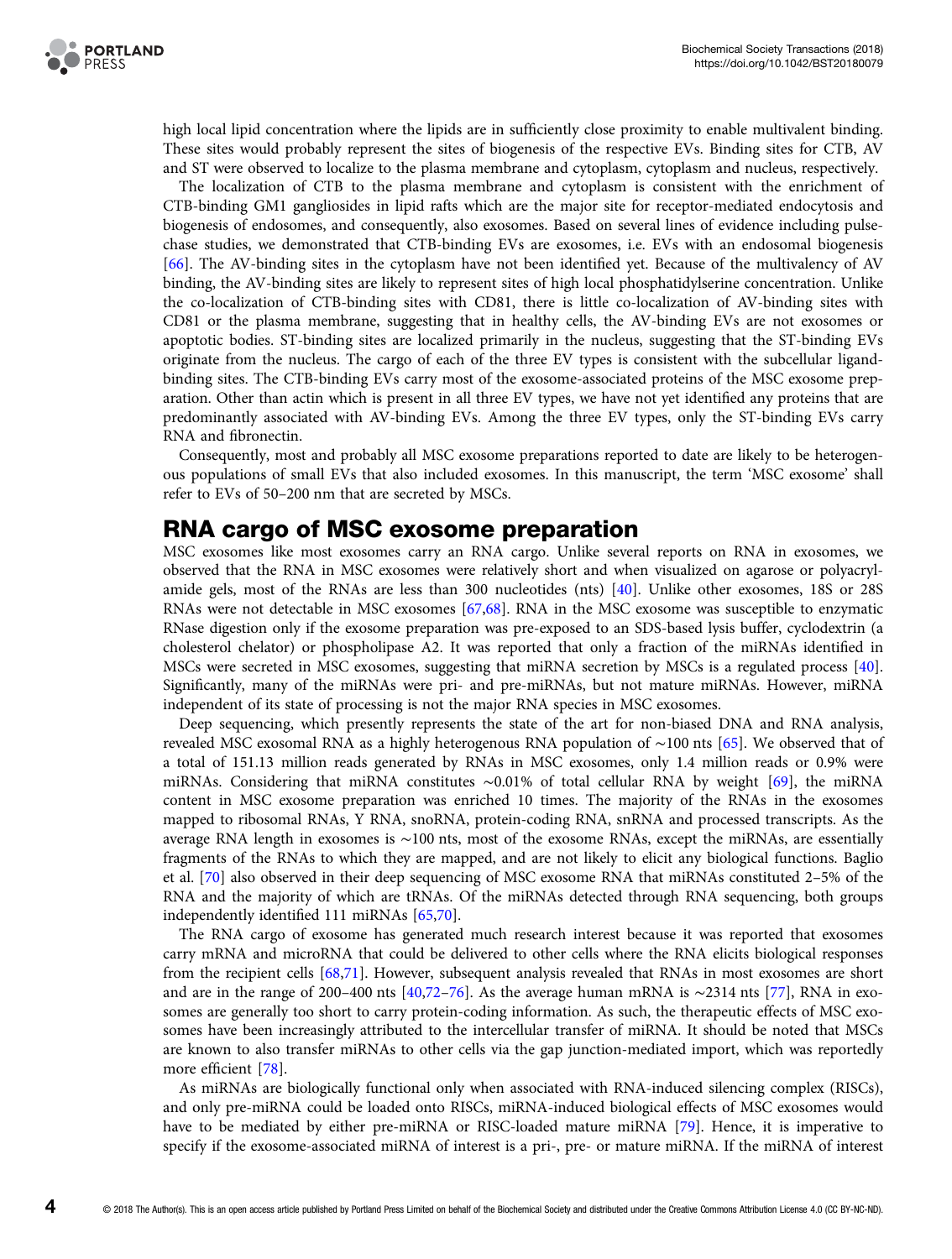high local lipid concentration where the lipids are in sufficiently close proximity to enable multivalent binding. These sites would probably represent the sites of biogenesis of the respective EVs. Binding sites for CTB, AV and ST were observed to localize to the plasma membrane and cytoplasm, cytoplasm and nucleus, respectively.

The localization of CTB to the plasma membrane and cytoplasm is consistent with the enrichment of CTB-binding GM1 gangliosides in lipid rafts which are the major site for receptor-mediated endocytosis and biogenesis of endosomes, and consequently, also exosomes. Based on several lines of evidence including pulse-chase studies, we demonstrated that CTB-binding EVs are exosomes, i.e. EVs with an endosomal biogenesis [66]. The AV-binding sites in the cytoplasm have not been identified yet. Because of the multivalency of AV binding, the AV-binding sites are likely to represent sites of high local phosphatidylserine concentration. Unlike the co-localization of CTB-binding sites with CD81, there is little co-localization of AV-binding sites with CD81 or the plasma membrane, suggesting that in healthy cells, the AV-binding EVs are not exosomes or apoptotic bodies. ST-binding sites are localized primarily in the nucleus, suggesting that the ST-binding EVs originate from the nucleus. The cargo of each of the three EV types is consistent with the subcellular ligand-binding sites. The CTB-binding EVs carry most of the exosome-associated proteins of the MSC exosome preparation. Other than actin which is present in all three EV types, we have not yet identified any proteins that are predominantly associated with AV-binding EVs. Among the three EV types, only the ST-binding EVs carry RNA and fibronectin.

Consequently, most and probably all MSC exosome preparations reported to date are likely to be heterogenous populations of small EVs that also included exosomes. In this manuscript, the term 'MSC exosome' shall refer to EVs of 50–200 nm that are secreted by MSCs.

## RNA cargo of MSC exosome preparation

MSC exosomes like most exosomes carry an RNA cargo. Unlike several reports on RNA in exosomes, we observed that the RNA in MSC exosomes were relatively short and when visualized on agarose or polyacrylamide gels, most of the RNAs are less than 300 nucleotides (nts) [40]. Unlike other exosomes, 18S or 28S RNAs were not detectable in MSC exosomes [67,68]. RNA in the MSC exosome was susceptible to enzymatic RNase digestion only if the exosome preparation was pre-exposed to an SDS-based lysis buffer, cyclodextrin (a cholesterol chelator) or phospholipase A2. It was reported that only a fraction of the miRNAs identified in MSCs were secreted in MSC exosomes, suggesting that miRNA secretion by MSCs is a regulated process [40]. Significantly, many of the miRNAs were pri- and pre-miRNAs, but not mature miRNAs. However, miRNA independent of its state of processing is not the major RNA species in MSC exosomes.

Deep sequencing, which presently represents the state of the art for non-biased DNA and RNA analysis, revealed MSC exosomal RNA as a highly heterogenous RNA population of ∼100 nts [65]. We observed that of a total of 151.13 million reads generated by RNAs in MSC exosomes, only 1.4 million reads or 0.9% were miRNAs. Considering that miRNA constitutes ∼0.01% of total cellular RNA by weight [69], the miRNA content in MSC exosome preparation was enriched 10 times. The majority of the RNAs in the exosomes mapped to ribosomal RNAs, Y RNA, snoRNA, protein-coding RNA, snRNA and processed transcripts. As the average RNA length in exosomes is ∼100 nts, most of the exosome RNAs, except the miRNAs, are essentially fragments of the RNAs to which they are mapped, and are not likely to elicit any biological functions. Baglio et al. [70] also observed in their deep sequencing of MSC exosome RNA that miRNAs constituted 2–5% of the RNA and the majority of which are tRNAs. Of the miRNAs detected through RNA sequencing, both groups independently identified 111 miRNAs [65,70].

The RNA cargo of exosome has generated much research interest because it was reported that exosomes carry mRNA and microRNA that could be delivered to other cells where the RNA elicits biological responses from the recipient cells [68,71]. However, subsequent analysis revealed that RNAs in most exosomes are short and are in the range of 200–400 nts [40,72–76]. As the average human mRNA is ∼2314 nts [77], RNA in exosomes are generally too short to carry protein-coding information. As such, the therapeutic effects of MSC exosomes have been increasingly attributed to the intercellular transfer of miRNA. It should be noted that MSCs are known to also transfer miRNAs to other cells via the gap junction-mediated import, which was reportedly more efficient [78].

As miRNAs are biologically functional only when associated with RNA-induced silencing complex (RISCs), and only pre-miRNA could be loaded onto RISCs, miRNA-induced biological effects of MSC exosomes would have to be mediated by either pre-miRNA or RISC-loaded mature miRNA [79]. Hence, it is imperative to specify if the exosome-associated miRNA of interest is a pri-, pre- or mature miRNA. If the miRNA of interest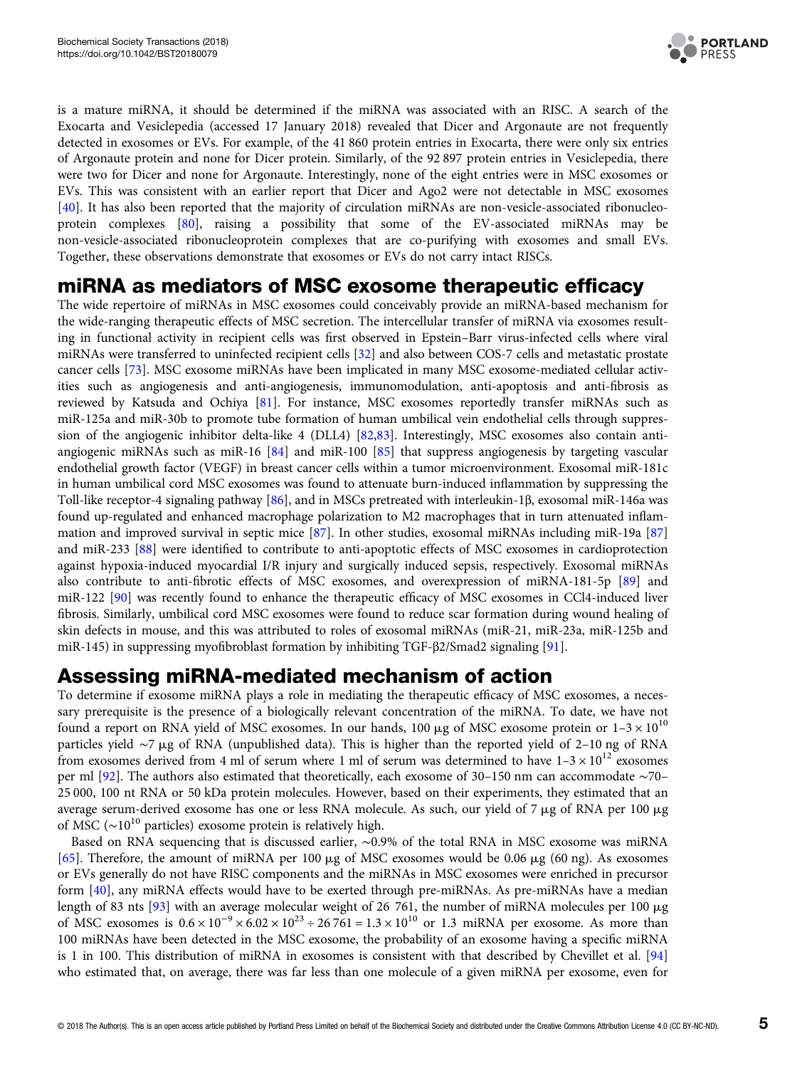is a mature miRNA, it should be determined if the miRNA was associated with an RISC. A search of the Exocarta and Vesiclepedia (accessed 17 January 2018) revealed that Dicer and Argonaute are not frequently detected in exosomes or EVs. For example, of the 41 860 protein entries in Exocarta, there were only six entries of Argonaute protein and none for Dicer protein. Similarly, of the 92 897 protein entries in Vesiclepedia, there were two for Dicer and none for Argonaute. Interestingly, none of the eight entries were in MSC exosomes or EVs. This was consistent with an earlier report that Dicer and Ago2 were not detectable in MSC exosomes [40]. It has also been reported that the majority of circulation miRNAs are non-vesicle-associated ribonucleoprotein complexes [80], raising a possibility that some of the EV-associated miRNAs may be non-vesicle-associated ribonucleoprotein complexes that are co-purifying with exosomes and small EVs. Together, these observations demonstrate that exosomes or EVs do not carry intact RISCs.

## miRNA as mediators of MSC exosome therapeutic efficacy

The wide repertoire of miRNAs in MSC exosomes could conceivably provide an miRNA-based mechanism for the wide-ranging therapeutic effects of MSC secretion. The intercellular transfer of miRNA via exosomes resulting in functional activity in recipient cells was first observed in Epstein–Barr virus-infected cells where viral miRNAs were transferred to uninfected recipient cells [32] and also between COS-7 cells and metastatic prostate cancer cells [73]. MSC exosome miRNAs have been implicated in many MSC exosome-mediated cellular activities such as angiogenesis and anti-angiogenesis, immunomodulation, anti-apoptosis and anti-fibrosis as reviewed by Katsuda and Ochiya [81]. For instance, MSC exosomes reportedly transfer miRNAs such as miR-125a and miR-30b to promote tube formation of human umbilical vein endothelial cells through suppression of the angiogenic inhibitor delta-like 4 (DLL4) [82,83]. Interestingly, MSC exosomes also contain anti-angiogenic miRNAs such as miR-16 [84] and miR-100 [85] that suppress angiogenesis by targeting vascular endothelial growth factor (VEGF) in breast cancer cells within a tumor microenvironment. Exosomal miR-181c in human umbilical cord MSC exosomes was found to attenuate burn-induced inflammation by suppressing the Toll-like receptor-4 signaling pathway [86], and in MSCs pretreated with interleukin-1β, exosomal miR-146a was found up-regulated and enhanced macrophage polarization to M2 macrophages that in turn attenuated inflammation and improved survival in septic mice [87]. In other studies, exosomal miRNAs including miR-19a [87] and miR-233 [88] were identified to contribute to anti-apoptotic effects of MSC exosomes in cardioprotection against hypoxia-induced myocardial I/R injury and surgically induced sepsis, respectively. Exosomal miRNAs also contribute to anti-fibrotic effects of MSC exosomes, and overexpression of miRNA-181-5p [89] and miR-122 [90] was recently found to enhance the therapeutic efficacy of MSC exosomes in CCl4-induced liver fibrosis. Similarly, umbilical cord MSC exosomes were found to reduce scar formation during wound healing of skin defects in mouse, and this was attributed to roles of exosomal miRNAs (miR-21, miR-23a, miR-125b and miR-145) in suppressing myofibroblast formation by inhibiting TGF-β2/Smad2 signaling [91].

## Assessing miRNA-mediated mechanism of action

To determine if exosome miRNA plays a role in mediating the therapeutic efficacy of MSC exosomes, a necessary prerequisite is the presence of a biologically relevant concentration of the miRNA. To date, we have not found a report on RNA yield of MSC exosomes. In our hands, 100 μg of MSC exosome protein or $1–3 \times 10^{10}$ particles yield ~7 μg of RNA (unpublished data). This is higher than the reported yield of 2–10 ng of RNA from exosomes derived from 4 ml of serum where 1 ml of serum was determined to have $1–3 \times 10^{12}$ exosomes per ml [92]. The authors also estimated that theoretically, each exosome of 30–150 nm can accommodate ~70–25 000, 100 nt RNA or 50 kDa protein molecules. However, based on their experiments, they estimated that an average serum-derived exosome has one or less RNA molecule. As such, our yield of 7 μg of RNA per 100 μg of MSC (~$10^{10}$ particles) exosome protein is relatively high.

Based on RNA sequencing that is discussed earlier, ~0.9% of the total RNA in MSC exosome was miRNA [65]. Therefore, the amount of miRNA per 100 μg of MSC exosomes would be 0.06 μg (60 ng). As exosomes or EVs generally do not have RISC components and the miRNAs in MSC exosomes were enriched in precursor form [40], any miRNA effects would have to be exerted through pre-miRNAs. As pre-miRNAs have a median length of 83 nts [93] with an average molecular weight of 26 761, the number of miRNA molecules per 100 μg of MSC exosomes is $0.6 \times 10^{-9} \times 6.02 \times 10^{23} \div 26\,761 = 1.3 \times 10^{10}$ or 1.3 miRNA per exosome. As more than 100 miRNAs have been detected in the MSC exosome, the probability of an exosome having a specific miRNA is 1 in 100. This distribution of miRNA in exosomes is consistent with that described by Chevillet et al. [94] who estimated that, on average, there was far less than one molecule of a given miRNA per exosome, even for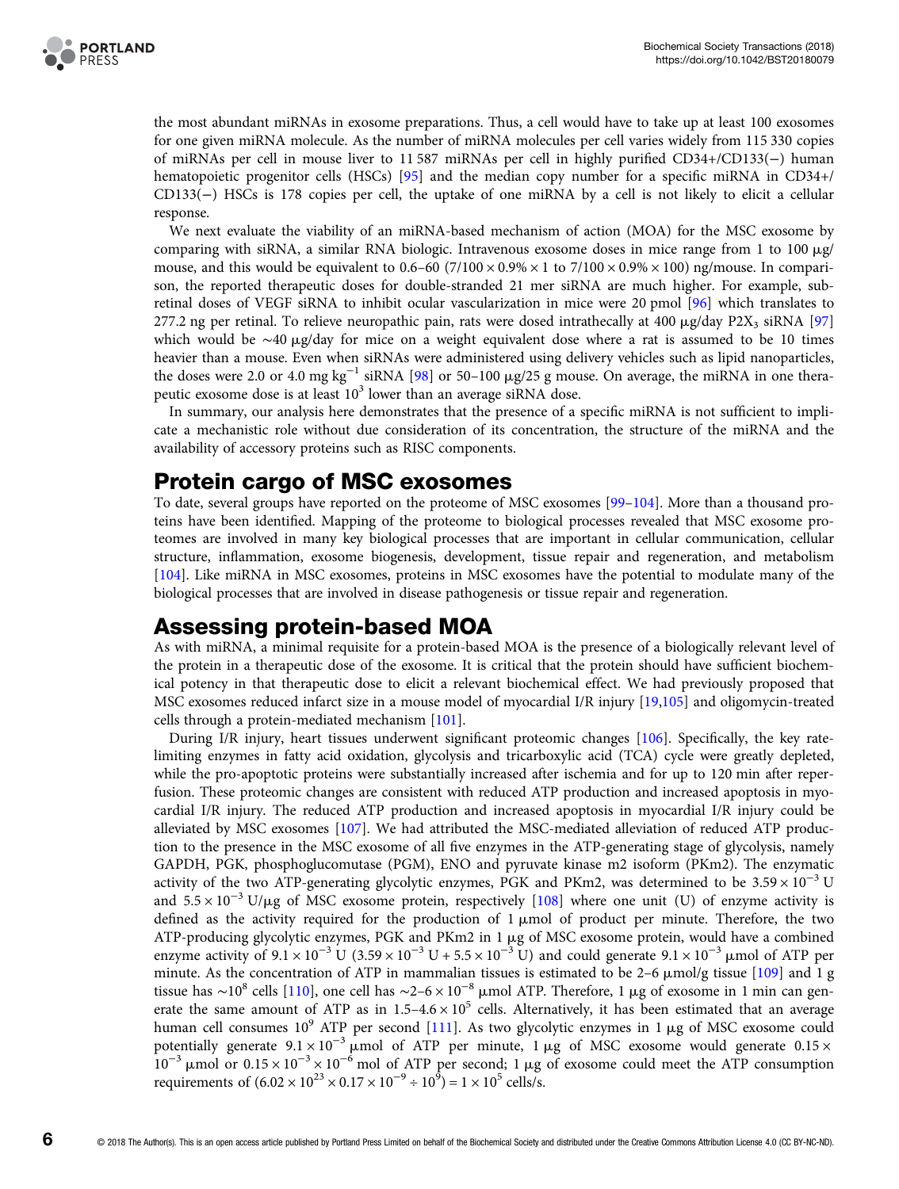the most abundant miRNAs in exosome preparations. Thus, a cell would have to take up at least 100 exosomes for one given miRNA molecule. As the number of miRNA molecules per cell varies widely from 115 330 copies of miRNAs per cell in mouse liver to 11 587 miRNAs per cell in highly purified CD34+/CD133(−) human hematopoietic progenitor cells (HSCs) [95] and the median copy number for a specific miRNA in CD34+/CD133(−) HSCs is 178 copies per cell, the uptake of one miRNA by a cell is not likely to elicit a cellular response.

We next evaluate the viability of an miRNA-based mechanism of action (MOA) for the MSC exosome by comparing with siRNA, a similar RNA biologic. Intravenous exosome doses in mice range from 1 to 100 μg/mouse, and this would be equivalent to 0.6–60 ($7/100 \times 0.9\% \times 1$ to $7/100 \times 0.9\% \times 100$) ng/mouse. In comparison, the reported therapeutic doses for double-stranded 21 mer siRNA are much higher. For example, subretinal doses of VEGF siRNA to inhibit ocular vascularization in mice were 20 pmol [96] which translates to 277.2 ng per retinal. To relieve neuropathic pain, rats were dosed intrathecally at 400 μg/day $P2X_3$ siRNA [97] which would be ∼40 μg/day for mice on a weight equivalent dose where a rat is assumed to be 10 times heavier than a mouse. Even when siRNAs were administered using delivery vehicles such as lipid nanoparticles, the doses were 2.0 or 4.0 mg $kg^{-1}$ siRNA [98] or 50–100 μg/25 g mouse. On average, the miRNA in one therapeutic exosome dose is at least $10^3$ lower than an average siRNA dose.

In summary, our analysis here demonstrates that the presence of a specific miRNA is not sufficient to implicate a mechanistic role without due consideration of its concentration, the structure of the miRNA and the availability of accessory proteins such as RISC components.

## Protein cargo of MSC exosomes

To date, several groups have reported on the proteome of MSC exosomes [99–104]. More than a thousand proteins have been identified. Mapping of the proteome to biological processes revealed that MSC exosome proteomes are involved in many key biological processes that are important in cellular communication, cellular structure, inflammation, exosome biogenesis, development, tissue repair and regeneration, and metabolism [104]. Like miRNA in MSC exosomes, proteins in MSC exosomes have the potential to modulate many of the biological processes that are involved in disease pathogenesis or tissue repair and regeneration.

## Assessing protein-based MOA

As with miRNA, a minimal requisite for a protein-based MOA is the presence of a biologically relevant level of the protein in a therapeutic dose of the exosome. It is critical that the protein should have sufficient biochemical potency in that therapeutic dose to elicit a relevant biochemical effect. We had previously proposed that MSC exosomes reduced infarct size in a mouse model of myocardial I/R injury [19,105] and oligomycin-treated cells through a protein-mediated mechanism [101].

During I/R injury, heart tissues underwent significant proteomic changes [106]. Specifically, the key rate-limiting enzymes in fatty acid oxidation, glycolysis and tricarboxylic acid (TCA) cycle were greatly depleted, while the pro-apoptotic proteins were substantially increased after ischemia and for up to 120 min after reperfusion. These proteomic changes are consistent with reduced ATP production and increased apoptosis in myocardial I/R injury. The reduced ATP production and increased apoptosis in myocardial I/R injury could be alleviated by MSC exosomes [107]. We had attributed the MSC-mediated alleviation of reduced ATP production to the presence in the MSC exosome of all five enzymes in the ATP-generating stage of glycolysis, namely GAPDH, PGK, phosphoglucomutase (PGM), ENO and pyruvate kinase m2 isoform (PKm2). The enzymatic activity of the two ATP-generating glycolytic enzymes, PGK and PKm2, was determined to be $3.59 \times 10^{-3}$ U and $5.5 \times 10^{-3}$ U/μg of MSC exosome protein, respectively [108] where one unit (U) of enzyme activity is defined as the activity required for the production of 1 μmol of product per minute. Therefore, the two ATP-producing glycolytic enzymes, PGK and PKm2 in 1 μg of MSC exosome protein, would have a combined enzyme activity of $9.1 \times 10^{-3}$ U ($3.59 \times 10^{-3}$ U + $5.5 \times 10^{-3}$ U) and could generate $9.1 \times 10^{-3}$ μmol of ATP per minute. As the concentration of ATP in mammalian tissues is estimated to be 2–6 μmol/g tissue [109] and 1 g tissue has ∼$10^8$ cells [110], one cell has ∼$2–6 \times 10^{-8}$ μmol ATP. Therefore, 1 μg of exosome in 1 min can generate the same amount of ATP as in $1.5–4.6 \times 10^5$ cells. Alternatively, it has been estimated that an average human cell consumes $10^9$ ATP per second [111]. As two glycolytic enzymes in 1 μg of MSC exosome could potentially generate $9.1 \times 10^{-3}$ μmol of ATP per minute, 1 μg of MSC exosome would generate $0.15 \times 10^{-3}$ μmol or $0.15 \times 10^{-3} \times 10^{-6}$ mol of ATP per second; 1 μg of exosome could meet the ATP consumption requirements of ($6.02 \times 10^{23} \times 0.17 \times 10^{-9} \div 10^9$) = $1 \times 10^5$ cells/s.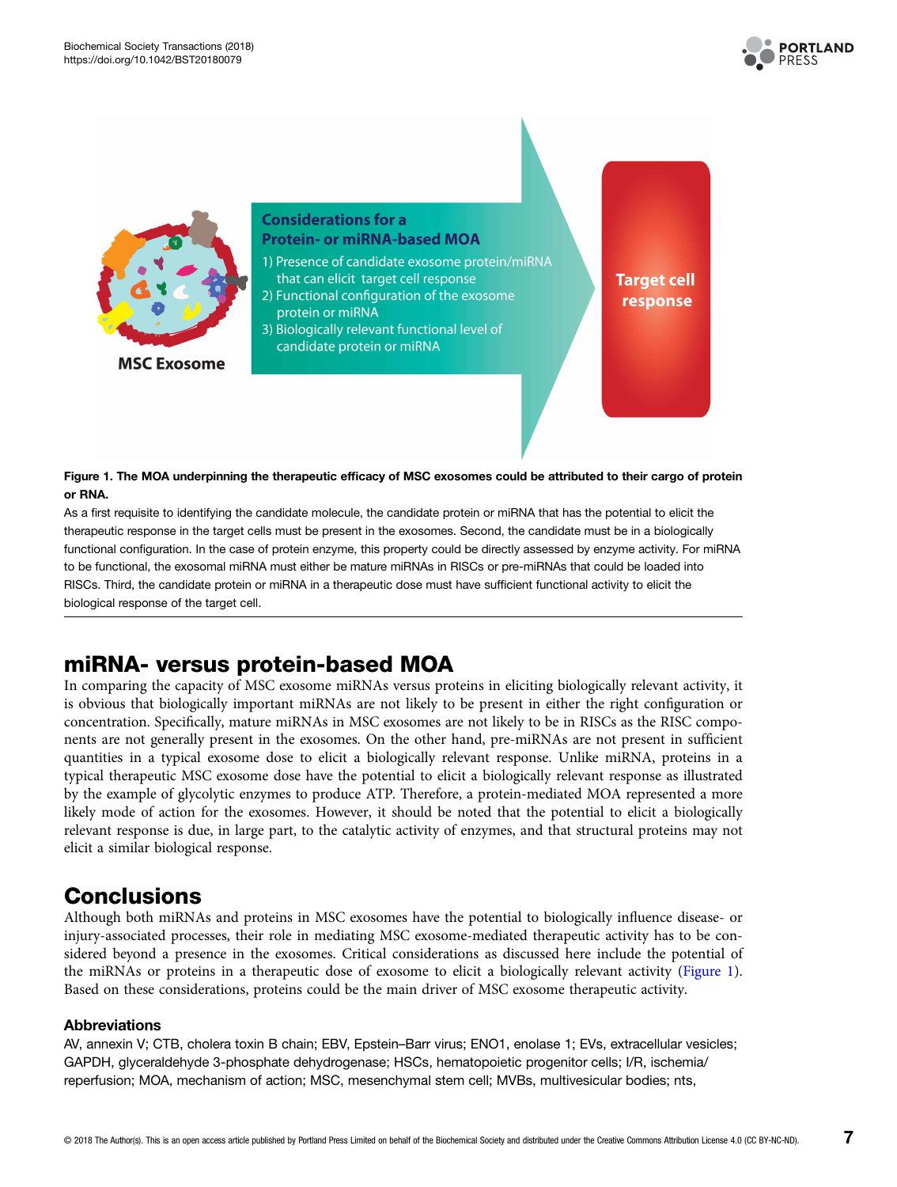**Figure 1. The MOA underpinning the therapeutic efficacy of MSC exosomes could be attributed to their cargo of protein or RNA.**

As a first requisite to identifying the candidate molecule, the candidate protein or miRNA that has the potential to elicit the therapeutic response in the target cells must be present in the exosomes. Second, the candidate must be in a biologically functional configuration. In the case of protein enzyme, this property could be directly assessed by enzyme activity. For miRNA to be functional, the exosomal miRNA must either be mature miRNAs in RISCs or pre-miRNAs that could be loaded into RISCs. Third, the candidate protein or miRNA in a therapeutic dose must have sufficient functional activity to elicit the biological response of the target cell.

## miRNA- versus protein-based MOA

In comparing the capacity of MSC exosome miRNAs versus proteins in eliciting biologically relevant activity, it is obvious that biologically important miRNAs are not likely to be present in either the right configuration or concentration. Specifically, mature miRNAs in MSC exosomes are not likely to be in RISCs as the RISC components are not generally present in the exosomes. On the other hand, pre-miRNAs are not present in sufficient quantities in a typical exosome dose to elicit a biologically relevant response. Unlike miRNA, proteins in a typical therapeutic MSC exosome dose have the potential to elicit a biologically relevant response as illustrated by the example of glycolytic enzymes to produce ATP. Therefore, a protein-mediated MOA represented a more likely mode of action for the exosomes. However, it should be noted that the potential to elicit a biologically relevant response is due, in large part, to the catalytic activity of enzymes, and that structural proteins may not elicit a similar biological response.

## Conclusions

Although both miRNAs and proteins in MSC exosomes have the potential to biologically influence disease- or injury-associated processes, their role in mediating MSC exosome-mediated therapeutic activity has to be considered beyond a presence in the exosomes. Critical considerations as discussed here include the potential of the miRNAs or proteins in a therapeutic dose of exosome to elicit a biologically relevant activity (Figure 1). Based on these considerations, proteins could be the main driver of MSC exosome therapeutic activity.

### Abbreviations

AV, annexin V; CTB, cholera toxin B chain; EBV, Epstein–Barr virus; ENO1, enolase 1; EVs, extracellular vesicles; GAPDH, glyceraldehyde 3-phosphate dehydrogenase; HSCs, hematopoietic progenitor cells; I/R, ischemia/reperfusion; MOA, mechanism of action; MSC, mesenchymal stem cell; MVBs, multivesicular bodies; nts,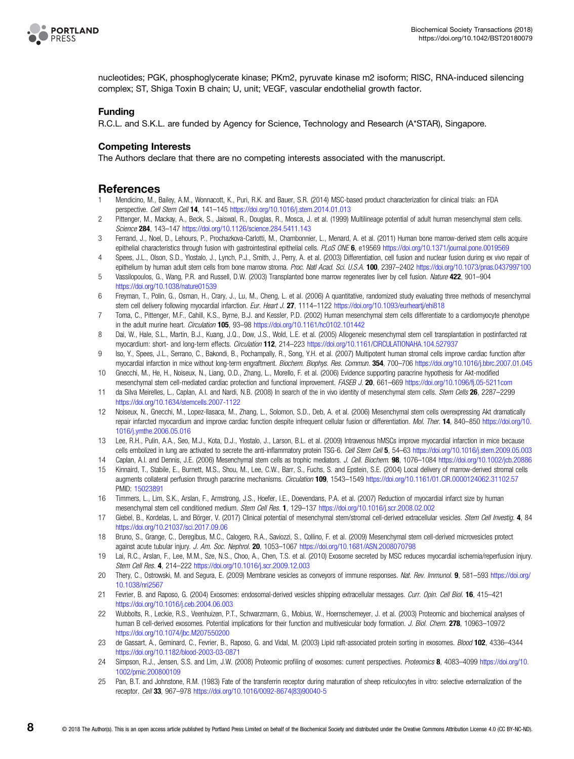nucleotides; PGK, phosphoglycerate kinase; PKm2, pyruvate kinase m2 isoform; RISC, RNA-induced silencing complex; ST, Shiga Toxin B chain; U, unit; VEGF, vascular endothelial growth factor.

### Funding

R.C.L. and S.K.L. are funded by Agency for Science, Technology and Research (A*STAR), Singapore.

### Competing Interests

The Authors declare that there are no competing interests associated with the manuscript.

## References

1 Mendicino, M., Bailey, A.M., Wonnacott, K., Puri, R.K. and Bauer, S.R. (2014) MSC-based product characterization for clinical trials: an FDA perspective. *Cell Stem Cell* **14**, 141–145 https://doi.org/10.1016/j.stem.2014.01.013

2 Pittenger, M., Mackay, A., Beck, S., Jaiswal, R., Douglas, R., Mosca, J. et al. (1999) Multilineage potential of adult human mesenchymal stem cells. *Science* **284**, 143–147 https://doi.org/10.1126/science.284.5411.143

3 Ferrand, J., Noel, D., Lehours, P., Prochazkova-Carlotti, M., Chambonnier, L., Menard, A. et al. (2011) Human bone marrow-derived stem cells acquire epithelial characteristics through fusion with gastrointestinal epithelial cells. *PLoS ONE* **6**, e19569 https://doi.org/10.1371/journal.pone.0019569

4 Spees, J.L., Olson, S.D., Ylostalo, J., Lynch, P.J., Smith, J., Perry, A. et al. (2003) Differentiation, cell fusion and nuclear fusion during ex vivo repair of epithelium by human adult stem cells from bone marrow stroma. *Proc. Natl Acad. Sci. U.S.A.* **100**, 2397–2402 https://doi.org/10.1073/pnas.0437997100

5 Vassilopoulos, G., Wang, P.R. and Russell, D.W. (2003) Transplanted bone marrow regenerates liver by cell fusion. *Nature* **422**, 901–904 https://doi.org/10.1038/nature01539

6 Freyman, T., Polin, G., Osman, H., Crary, J., Lu, M., Cheng, L. et al. (2006) A quantitative, randomized study evaluating three methods of mesenchymal stem cell delivery following myocardial infarction. *Eur. Heart J.* **27**, 1114–1122 https://doi.org/10.1093/eurheartj/ehi818

7 Toma, C., Pittenger, M.F., Cahill, K.S., Byrne, B.J. and Kessler, P.D. (2002) Human mesenchymal stem cells differentiate to a cardiomyocyte phenotype in the adult murine heart. *Circulation* **105**, 93–98 https://doi.org/10.1161/hc0102.101442

8 Dai, W., Hale, S.L., Martin, B.J., Kuang, J.Q., Dow, J.S., Wold, L.E. et al. (2005) Allogeneic mesenchymal stem cell transplantation in postinfarcted rat myocardium: short- and long-term effects. *Circulation* **112**, 214–223 https://doi.org/10.1161/CIRCULATIONAHA.104.527937

9 Iso, Y., Spees, J.L., Serrano, C., Bakondi, B., Pochampally, R., Song, Y.H. et al. (2007) Multipotent human stromal cells improve cardiac function after myocardial infarction in mice without long-term engraftment. *Biochem. Biophys. Res. Commun.* **354**, 700–706 https://doi.org/10.1016/j.bbrc.2007.01.045

10 Gnecchi, M., He, H., Noiseux, N., Liang, O.D., Zhang, L., Morello, F. et al. (2006) Evidence supporting paracrine hypothesis for Akt-modified mesenchymal stem cell-mediated cardiac protection and functional improvement. *FASEB J.* **20**, 661–669 https://doi.org/10.1096/fj.05-5211com

11 da Silva Meirelles, L., Caplan, A.I. and Nardi, N.B. (2008) In search of the in vivo identity of mesenchymal stem cells. *Stem Cells* **26**, 2287–2299 https://doi.org/10.1634/stemcells.2007-1122

12 Noiseux, N., Gnecchi, M., Lopez-Ilasaca, M., Zhang, L., Solomon, S.D., Deb, A. et al. (2006) Mesenchymal stem cells overexpressing Akt dramatically repair infarcted myocardium and improve cardiac function despite infrequent cellular fusion or differentiation. *Mol. Ther.* **14**, 840–850 https://doi.org/10.1016/j.ymthe.2006.05.016

13 Lee, R.H., Pulin, A.A., Seo, M.J., Kota, D.J., Ylostalo, J., Larson, B.L. et al. (2009) Intravenous hMSCs improve myocardial infarction in mice because cells embolized in lung are activated to secrete the anti-inflammatory protein TSG-6. *Cell Stem Cell* **5**, 54–63 https://doi.org/10.1016/j.stem.2009.05.003

14 Caplan, A.I. and Dennis, J.E. (2006) Mesenchymal stem cells as trophic mediators. *J. Cell. Biochem.* **98**, 1076–1084 https://doi.org/10.1002/jcb.20886

15 Kinnaird, T., Stabile, E., Burnett, M.S., Shou, M., Lee, C.W., Barr, S., Fuchs, S. and Epstein, S.E. (2004) Local delivery of marrow-derived stromal cells augments collateral perfusion through paracrine mechanisms. *Circulation* **109**, 1543–1549 https://doi.org/10.1161/01.CIR.0000124062.31102.57 PMID: 15023891

16 Timmers, L., Lim, S.K., Arslan, F., Armstrong, J.S., Hoefer, I.E., Doevendans, P.A. et al. (2007) Reduction of myocardial infarct size by human mesenchymal stem cell conditioned medium. *Stem Cell Res.* **1**, 129–137 https://doi.org/10.1016/j.scr.2008.02.002

17 Giebel, B., Kordelas, L. and Börger, V. (2017) Clinical potential of mesenchymal stem/stromal cell-derived extracellular vesicles. *Stem Cell Investig.* **4**, 84 https://doi.org/10.21037/sci.2017.09.06

18 Bruno, S., Grange, C., Deregibus, M.C., Calogero, R.A., Saviozzi, S., Collino, F. et al. (2009) Mesenchymal stem cell-derived microvesicles protect against acute tubular injury. *J. Am. Soc. Nephrol.* **20**, 1053–1067 https://doi.org/10.1681/ASN.2008070798

19 Lai, R.C., Arslan, F., Lee, M.M., Sze, N.S., Choo, A., Chen, T.S. et al. (2010) Exosome secreted by MSC reduces myocardial ischemia/reperfusion injury. *Stem Cell Res.* **4**, 214–222 https://doi.org/10.1016/j.scr.2009.12.003

20 Thery, C., Ostrowski, M. and Segura, E. (2009) Membrane vesicles as conveyors of immune responses. *Nat. Rev. Immunol.* **9**, 581–593 https://doi.org/10.1038/nri2567

21 Fevrier, B. and Raposo, G. (2004) Exosomes: endosomal-derived vesicles shipping extracellular messages. *Curr. Opin. Cell Biol.* **16**, 415–421 https://doi.org/10.1016/j.ceb.2004.06.003

22 Wubbolts, R., Leckie, R.S., Veenhuizen, P.T., Schwarzmann, G., Mobius, W., Hoernschemeyer, J. et al. (2003) Proteomic and biochemical analyses of human B cell-derived exosomes. Potential implications for their function and multivesicular body formation. *J. Biol. Chem.* **278**, 10963–10972 https://doi.org/10.1074/jbc.M207550200

23 de Gassart, A., Geminard, C., Fevrier, B., Raposo, G. and Vidal, M. (2003) Lipid raft-associated protein sorting in exosomes. *Blood* **102**, 4336–4344 https://doi.org/10.1182/blood-2003-03-0871

24 Simpson, R.J., Jensen, S.S. and Lim, J.W. (2008) Proteomic profiling of exosomes: current perspectives. *Proteomics* **8**, 4083–4099 https://doi.org/10.1002/pmic.200800109

25 Pan, B.T. and Johnstone, R.M. (1983) Fate of the transferrin receptor during maturation of sheep reticulocytes in vitro: selective externalization of the receptor. *Cell* **33**, 967–978 https://doi.org/10.1016/0092-8674(83)90040-5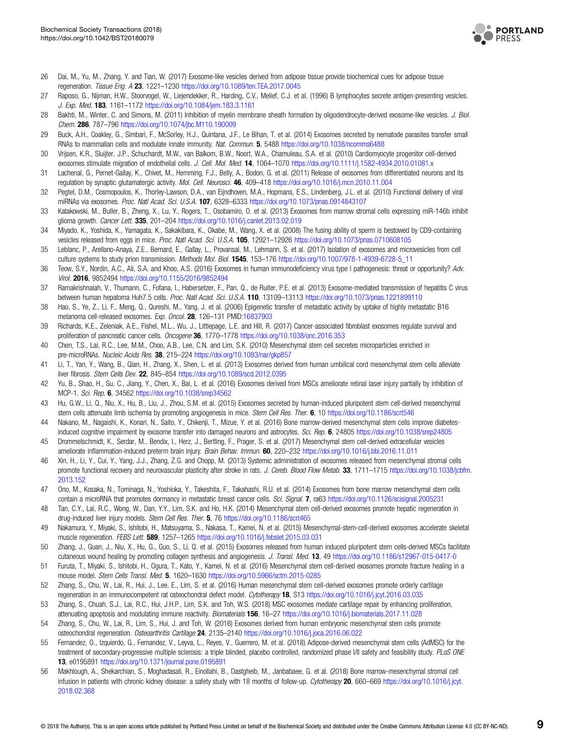26 Dai, M., Yu, M., Zhang, Y. and Tian, W. (2017) Exosome-like vesicles derived from adipose tissue provide biochemical cues for adipose tissue regeneration. *Tissue Eng. A* **23**, 1221–1230 https://doi.org/10.1089/ten.TEA.2017.0045

27 Raposo, G., Nijman, H.W., Stoorvogel, W., Liejendekker, R., Harding, C.V., Melief, C.J. et al. (1996) B lymphocytes secrete antigen-presenting vesicles. *J. Exp. Med.* **183**, 1161–1172 https://doi.org/10.1084/jem.183.3.1161

28 Bakhti, M., Winter, C. and Simons, M. (2011) Inhibition of myelin membrane sheath formation by oligodendrocyte-derived exosome-like vesicles. *J. Biol. Chem.* **286**, 787–796 https://doi.org/10.1074/jbc.M110.190009

29 Buck, A.H., Coakley, G., Simbari, F., McSorley, H.J., Quintana, J.F., Le Bihan, T. et al. (2014) Exosomes secreted by nematode parasites transfer small RNAs to mammalian cells and modulate innate immunity. *Nat. Commun.* **5**, 5488 https://doi.org/10.1038/ncomms6488

30 Vrijsen, K.R., Sluijter, J.P., Schuchardt, M.W., van Balkom, B.W., Noort, W.A., Chamuleau, S.A. et al. (2010) Cardiomyocyte progenitor cell-derived exosomes stimulate migration of endothelial cells. *J. Cell. Mol. Med.* **14**, 1064–1070 https://doi.org/10.1111/j.1582-4934.2010.01081.x

31 Lachenal, G., Pernet-Gallay, K., Chivet, M., Hemming, F.J., Belly, A., Bodon, G. et al. (2011) Release of exosomes from differentiated neurons and its regulation by synaptic glutamatergic activity. *Mol. Cell. Neurosci.* **46**, 409–418 https://doi.org/10.1016/j.mcn.2010.11.004

32 Pegtel, D.M., Cosmopoulos, K., Thorley-Lawson, D.A., van Eijndhoven, M.A., Hopmans, E.S., Lindenberg, J.L. et al. (2010) Functional delivery of viral miRNAs via exosomes. *Proc. Natl Acad. Sci. U.S.A.* **107**, 6328–6333 https://doi.org/10.1073/pnas.0914843107

33 Katakowski, M., Buller, B., Zheng, X., Lu, Y., Rogers, T., Osobamiro, O. et al. (2013) Exosomes from marrow stromal cells expressing miR-146b inhibit glioma growth. *Cancer Lett.* **335**, 201–204 https://doi.org/10.1016/j.canlet.2013.02.019

34 Miyado, K., Yoshida, K., Yamagata, K., Sakakibara, K., Okabe, M., Wang, X. et al. (2008) The fusing ability of sperm is bestowed by CD9-containing vesicles released from eggs in mice. *Proc. Natl Acad. Sci. U.S.A.* **105**, 12921–12926 https://doi.org/10.1073/pnas.0710608105

35 Leblanc, P., Arellano-Anaya, Z.E., Bernard, E., Gallay, L., Provansal, M., Lehmann, S. et al. (2017) Isolation of exosomes and microvesicles from cell culture systems to study prion transmission. *Methods Mol. Biol.* **1545**, 153–176 https://doi.org/10.1007/978-1-4939-6728-5_11

36 Teow, S.Y., Nordin, A.C., Ali, S.A. and Khoo, A.S. (2016) Exosomes in human immunodeficiency virus type I pathogenesis: threat or opportunity? *Adv. Virol.* **2016**, 9852494 https://doi.org/10.1155/2016/9852494

37 Ramakrishnaiah, V., Thumann, C., Fofana, I., Habersetzer, F., Pan, Q., de Ruiter, P.E. et al. (2013) Exosome-mediated transmission of hepatitis C virus between human hepatoma Huh7.5 cells. *Proc. Natl Acad. Sci. U.S.A.* **110**, 13109–13113 https://doi.org/10.1073/pnas.1221899110

38 Hao, S., Ye, Z., Li, F., Meng, Q., Qureshi, M., Yang, J. et al. (2006) Epigenetic transfer of metastatic activity by uptake of highly metastatic B16 melanoma cell-released exosomes. *Exp. Oncol.* **28**, 126–131 PMID:16837903

39 Richards, K.E., Zeleniak, A.E., Fishel, M.L., Wu, J., Littlepage, L.E. and Hill, R. (2017) Cancer-associated fibroblast exosomes regulate survival and proliferation of pancreatic cancer cells. *Oncogene* **36**, 1770–1778 https://doi.org/10.1038/onc.2016.353

40 Chen, T.S., Lai, R.C., Lee, M.M., Choo, A.B., Lee, C.N. and Lim, S.K. (2010) Mesenchymal stem cell secretes microparticles enriched in pre-microRNAs. *Nucleic Acids Res.* **38**, 215–224 https://doi.org/10.1093/nar/gkp857

41 Li, T., Yan, Y., Wang, B., Qian, H., Zhang, X., Shen, L. et al. (2013) Exosomes derived from human umbilical cord mesenchymal stem cells alleviate liver fibrosis. *Stem Cells Dev.* **22**, 845–854 https://doi.org/10.1089/scd.2012.0395

42 Yu, B., Shao, H., Su, C., Jiang, Y., Chen, X., Bai, L. et al. (2016) Exosomes derived from MSCs ameliorate retinal laser injury partially by inhibition of MCP-1. *Sci. Rep.* **6**, 34562 https://doi.org/10.1038/srep34562

43 Hu, G.W., Li, Q., Niu, X., Hu, B., Liu, J., Zhou, S.M. et al. (2015) Exosomes secreted by human-induced pluripotent stem cell-derived mesenchymal stem cells attenuate limb ischemia by promoting angiogenesis in mice. *Stem Cell Res. Ther.* **6**, 10 https://doi.org/10.1186/scrt546

44 Nakano, M., Nagaishi, K., Konari, N., Saito, Y., Chikenji, T., Mizue, Y. et al. (2016) Bone marrow-derived mesenchymal stem cells improve diabetes-induced cognitive impairment by exosome transfer into damaged neurons and astrocytes. *Sci. Rep.* **6**, 24805 https://doi.org/10.1038/srep24805

45 Drommelschmidt, K., Serdar, M., Bendix, I., Herz, J., Bertling, F., Prager, S. et al. (2017) Mesenchymal stem cell-derived extracellular vesicles ameliorate inflammation-induced preterm brain injury. *Brain Behav. Immun.* **60**, 220–232 https://doi.org/10.1016/j.bbi.2016.11.011

46 Xin, H., Li, Y., Cui, Y., Yang, J.J., Zhang, Z.G. and Chopp, M. (2013) Systemic administration of exosomes released from mesenchymal stromal cells promote functional recovery and neurovascular plasticity after stroke in rats. *J. Cereb. Blood Flow Metab.* **33**, 1711–1715 https://doi.org/10.1038/jcbfm.2013.152

47 Ono, M., Kosaka, N., Tominaga, N., Yoshioka, Y., Takeshita, F., Takahashi, R.U. et al. (2014) Exosomes from bone marrow mesenchymal stem cells contain a microRNA that promotes dormancy in metastatic breast cancer cells. *Sci. Signal.* **7**, ra63 https://doi.org/10.1126/scisignal.2005231

48 Tan, C.Y., Lai, R.C., Wong, W., Dan, Y.Y., Lim, S.K. and Ho, H.K. (2014) Mesenchymal stem cell-derived exosomes promote hepatic regeneration in drug-induced liver injury models. *Stem Cell Res. Ther.* **5**, 76 https://doi.org/10.1186/scrt465

49 Nakamura, Y., Miyaki, S., Ishitobi, H., Matsuyama, S., Nakasa, T., Kamei, N. et al. (2015) Mesenchymal-stem-cell-derived exosomes accelerate skeletal muscle regeneration. *FEBS Lett.* **589**, 1257–1265 https://doi.org/10.1016/j.febslet.2015.03.031

50 Zhang, J., Guan, J., Niu, X., Hu, G., Guo, S., Li, Q. et al. (2015) Exosomes released from human induced pluripotent stem cells-derived MSCs facilitate cutaneous wound healing by promoting collagen synthesis and angiogenesis. *J. Transl. Med.* **13**, 49 https://doi.org/10.1186/s12967-015-0417-0

51 Furuta, T., Miyaki, S., Ishitobi, H., Ogura, T., Kato, Y., Kamei, N. et al. (2016) Mesenchymal stem cell-derived exosomes promote fracture healing in a mouse model. *Stem Cells Transl. Med.* **5**, 1620–1630 https://doi.org/10.5966/sctm.2015-0285

52 Zhang, S., Chu, W., Lai, R., Hui, J., Lee, E., Lim, S. et al. (2016) Human mesenchymal stem cell-derived exosomes promote orderly cartilage regeneration in an immunocompetent rat osteochondral defect model. *Cytotherapy* **18**, S13 https://doi.org/10.1016/j.jcyt.2016.03.035

53 Zhang, S., Chuah, S.J., Lai, R.C., Hui, J.H.P., Lim, S.K. and Toh, W.S. (2018) MSC exosomes mediate cartilage repair by enhancing proliferation, attenuating apoptosis and modulating immune reactivity. *Biomaterials* **156**, 16–27 https://doi.org/10.1016/j.biomaterials.2017.11.028

54 Zhang, S., Chu, W., Lai, R., Lim, S., Hui, J. and Toh, W. (2016) Exosomes derived from human embryonic mesenchymal stem cells promote osteochondral regeneration. *Osteoarthritis Cartilage* **24**, 2135–2140 https://doi.org/10.1016/j.joca.2016.06.022

55 Fernandez, O., Izquierdo, G., Fernandez, V., Leyva, L., Reyes, V., Guerrero, M. et al. (2018) Adipose-derived mesenchymal stem cells (AdMSC) for the treatment of secondary-progressive multiple sclerosis: a triple blinded, placebo controlled, randomized phase I/II safety and feasibility study. *PLoS ONE* **13**, e0195891 https://doi.org/10.1371/journal.pone.0195891

56 Makhlough, A., Shekarchian, S., Moghadasali, R., Einollahi, B., Dastgheib, M., Janbabaee, G. et al. (2018) Bone marrow-mesenchymal stromal cell infusion in patients with chronic kidney disease: a safety study with 18 months of follow-up. *Cytotherapy* **20**, 660–669 https://doi.org/10.1016/j.jcyt.2018.02.368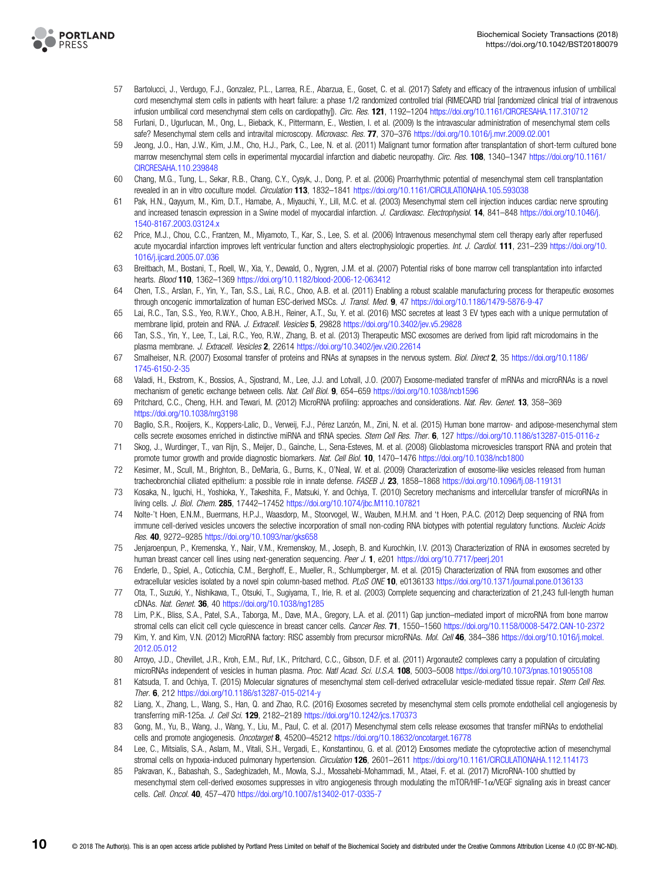57 Bartolucci, J., Verdugo, F.J., Gonzalez, P.L., Larrea, R.E., Abarzua, E., Goset, C. et al. (2017) Safety and efficacy of the intravenous infusion of umbilical cord mesenchymal stem cells in patients with heart failure: a phase 1/2 randomized controlled trial (RIMECARD trial [randomized clinical trial of intravenous infusion umbilical cord mesenchymal stem cells on cardiopathy]). *Circ. Res.* **121**, 1192–1204 https://doi.org/10.1161/CIRCRESAHA.117.310712

58 Furlani, D., Ugurlucan, M., Ong, L., Bieback, K., Pittermann, E., Westien, I. et al. (2009) Is the intravascular administration of mesenchymal stem cells safe? Mesenchymal stem cells and intravital microscopy. *Microvasc. Res.* **77**, 370–376 https://doi.org/10.1016/j.mvr.2009.02.001

59 Jeong, J.O., Han, J.W., Kim, J.M., Cho, H.J., Park, C., Lee, N. et al. (2011) Malignant tumor formation after transplantation of short-term cultured bone marrow mesenchymal stem cells in experimental myocardial infarction and diabetic neuropathy. *Circ. Res.* **108**, 1340–1347 https://doi.org/10.1161/CIRCRESAHA.110.239848

60 Chang, M.G., Tung, L., Sekar, R.B., Chang, C.Y., Cysyk, J., Dong, P. et al. (2006) Proarrhythmic potential of mesenchymal stem cell transplantation revealed in an in vitro coculture model. *Circulation* **113**, 1832–1841 https://doi.org/10.1161/CIRCULATIONAHA.105.593038

61 Pak, H.N., Qayyum, M., Kim, D.T., Hamabe, A., Miyauchi, Y., Lill, M.C. et al. (2003) Mesenchymal stem cell injection induces cardiac nerve sprouting and increased tenascin expression in a Swine model of myocardial infarction. *J. Cardiovasc. Electrophysiol.* **14**, 841–848 https://doi.org/10.1046/j.1540-8167.2003.03124.x

62 Price, M.J., Chou, C.C., Frantzen, M., Miyamoto, T., Kar, S., Lee, S. et al. (2006) Intravenous mesenchymal stem cell therapy early after reperfused acute myocardial infarction improves left ventricular function and alters electrophysiologic properties. *Int. J. Cardiol.* **111**, 231–239 https://doi.org/10.1016/j.ijcard.2005.07.036

63 Breitbach, M., Bostani, T., Roell, W., Xia, Y., Dewald, O., Nygren, J.M. et al. (2007) Potential risks of bone marrow cell transplantation into infarcted hearts. *Blood* **110**, 1362–1369 https://doi.org/10.1182/blood-2006-12-063412

64 Chen, T.S., Arslan, F., Yin, Y., Tan, S.S., Lai, R.C., Choo, A.B. et al. (2011) Enabling a robust scalable manufacturing process for therapeutic exosomes through oncogenic immortalization of human ESC-derived MSCs. *J. Transl. Med.* **9**, 47 https://doi.org/10.1186/1479-5876-9-47

65 Lai, R.C., Tan, S.S., Yeo, R.W.Y., Choo, A.B.H., Reiner, A.T., Su, Y. et al. (2016) MSC secretes at least 3 EV types each with a unique permutation of membrane lipid, protein and RNA. *J. Extracell. Vesicles* **5**, 29828 https://doi.org/10.3402/jev.v5.29828

66 Tan, S.S., Yin, Y., Lee, T., Lai, R.C., Yeo, R.W., Zhang, B. et al. (2013) Therapeutic MSC exosomes are derived from lipid raft microdomains in the plasma membrane. *J. Extracell. Vesicles* **2**, 22614 https://doi.org/10.3402/jev.v2i0.22614

67 Smalheiser, N.R. (2007) Exosomal transfer of proteins and RNAs at synapses in the nervous system. *Biol. Direct* **2**, 35 https://doi.org/10.1186/1745-6150-2-35

68 Valadi, H., Ekstrom, K., Bossios, A., Sjostrand, M., Lee, J.J. and Lotvall, J.O. (2007) Exosome-mediated transfer of mRNAs and microRNAs is a novel mechanism of genetic exchange between cells. *Nat. Cell Biol.* **9**, 654–659 https://doi.org/10.1038/ncb1596

69 Pritchard, C.C., Cheng, H.H. and Tewari, M. (2012) MicroRNA profiling: approaches and considerations. *Nat. Rev. Genet.* **13**, 358–369 https://doi.org/10.1038/nrg3198

70 Baglio, S.R., Rooijers, K., Koppers-Lalic, D., Verweij, F.J., Pérez Lanzón, M., Zini, N. et al. (2015) Human bone marrow- and adipose-mesenchymal stem cells secrete exosomes enriched in distinctive miRNA and tRNA species. *Stem Cell Res. Ther.* **6**, 127 https://doi.org/10.1186/s13287-015-0116-z

71 Skog, J., Wurdinger, T., van Rijn, S., Meijer, D., Gainche, L., Sena-Esteves, M. et al. (2008) Glioblastoma microvesicles transport RNA and protein that promote tumor growth and provide diagnostic biomarkers. *Nat. Cell Biol.* **10**, 1470–1476 https://doi.org/10.1038/ncb1800

72 Kesimer, M., Scull, M., Brighton, B., DeMaria, G., Burns, K., O'Neal, W. et al. (2009) Characterization of exosome-like vesicles released from human tracheobronchial ciliated epithelium: a possible role in innate defense. *FASEB J.* **23**, 1858–1868 https://doi.org/10.1096/fj.08-119131

73 Kosaka, N., Iguchi, H., Yoshioka, Y., Takeshita, F., Matsuki, Y. and Ochiya, T. (2010) Secretory mechanisms and intercellular transfer of microRNAs in living cells. *J. Biol. Chem.* **285**, 17442–17452 https://doi.org/10.1074/jbc.M110.107821

74 Nolte-'t Hoen, E.N.M., Buermans, H.P.J., Waasdorp, M., Stoorvogel, W., Wauben, M.H.M. and 't Hoen, P.A.C. (2012) Deep sequencing of RNA from immune cell-derived vesicles uncovers the selective incorporation of small non-coding RNA biotypes with potential regulatory functions. *Nucleic Acids Res.* **40**, 9272–9285 https://doi.org/10.1093/nar/gks658

75 Jenjaroenpun, P., Kremenska, Y., Nair, V.M., Kremenskoy, M., Joseph, B. and Kurochkin, I.V. (2013) Characterization of RNA in exosomes secreted by human breast cancer cell lines using next-generation sequencing. *Peer J.* **1**, e201 https://doi.org/10.7717/peerj.201

76 Enderle, D., Spiel, A., Coticchia, C.M., Berghoff, E., Mueller, R., Schlumpberger, M. et al. (2015) Characterization of RNA from exosomes and other extracellular vesicles isolated by a novel spin column-based method. *PLoS ONE* **10**, e0136133 https://doi.org/10.1371/journal.pone.0136133

77 Ota, T., Suzuki, Y., Nishikawa, T., Otsuki, T., Sugiyama, T., Irie, R. et al. (2003) Complete sequencing and characterization of 21,243 full-length human cDNAs. *Nat. Genet.* **36**, 40 https://doi.org/10.1038/ng1285

78 Lim, P.K., Bliss, S.A., Patel, S.A., Taborga, M., Dave, M.A., Gregory, L.A. et al. (2011) Gap junction–mediated import of microRNA from bone marrow stromal cells can elicit cell cycle quiescence in breast cancer cells. *Cancer Res.* **71**, 1550–1560 https://doi.org/10.1158/0008-5472.CAN-10-2372

79 Kim, Y. and Kim, V.N. (2012) MicroRNA factory: RISC assembly from precursor microRNAs. *Mol. Cell* **46**, 384–386 https://doi.org/10.1016/j.molcel.2012.05.012

80 Arroyo, J.D., Chevillet, J.R., Kroh, E.M., Ruf, I.K., Pritchard, C.C., Gibson, D.F. et al. (2011) Argonaute2 complexes carry a population of circulating microRNAs independent of vesicles in human plasma. *Proc. Natl Acad. Sci. U.S.A.* **108**, 5003–5008 https://doi.org/10.1073/pnas.1019055108

81 Katsuda, T. and Ochiya, T. (2015) Molecular signatures of mesenchymal stem cell-derived extracellular vesicle-mediated tissue repair. *Stem Cell Res. Ther.* **6**, 212 https://doi.org/10.1186/s13287-015-0214-y

82 Liang, X., Zhang, L., Wang, S., Han, Q. and Zhao, R.C. (2016) Exosomes secreted by mesenchymal stem cells promote endothelial cell angiogenesis by transferring miR-125a. *J. Cell Sci.* **129**, 2182–2189 https://doi.org/10.1242/jcs.170373

83 Gong, M., Yu, B., Wang, J., Wang, Y., Liu, M., Paul, C. et al. (2017) Mesenchymal stem cells release exosomes that transfer miRNAs to endothelial cells and promote angiogenesis. *Oncotarget* **8**, 45200–45212 https://doi.org/10.18632/oncotarget.16778

84 Lee, C., Mitsialis, S.A., Aslam, M., Vitali, S.H., Vergadi, E., Konstantinou, G. et al. (2012) Exosomes mediate the cytoprotective action of mesenchymal stromal cells on hypoxia-induced pulmonary hypertension. *Circulation* **126**, 2601–2611 https://doi.org/10.1161/CIRCULATIONAHA.112.114173

85 Pakravan, K., Babashah, S., Sadeghizadeh, M., Mowla, S.J., Mossahebi-Mohammadi, M., Ataei, F. et al. (2017) MicroRNA-100 shuttled by mesenchymal stem cell-derived exosomes suppresses in vitro angiogenesis through modulating the mTOR/HIF-1$\alpha$/VEGF signaling axis in breast cancer cells. *Cell. Oncol.* **40**, 457–470 https://doi.org/10.1007/s13402-017-0335-7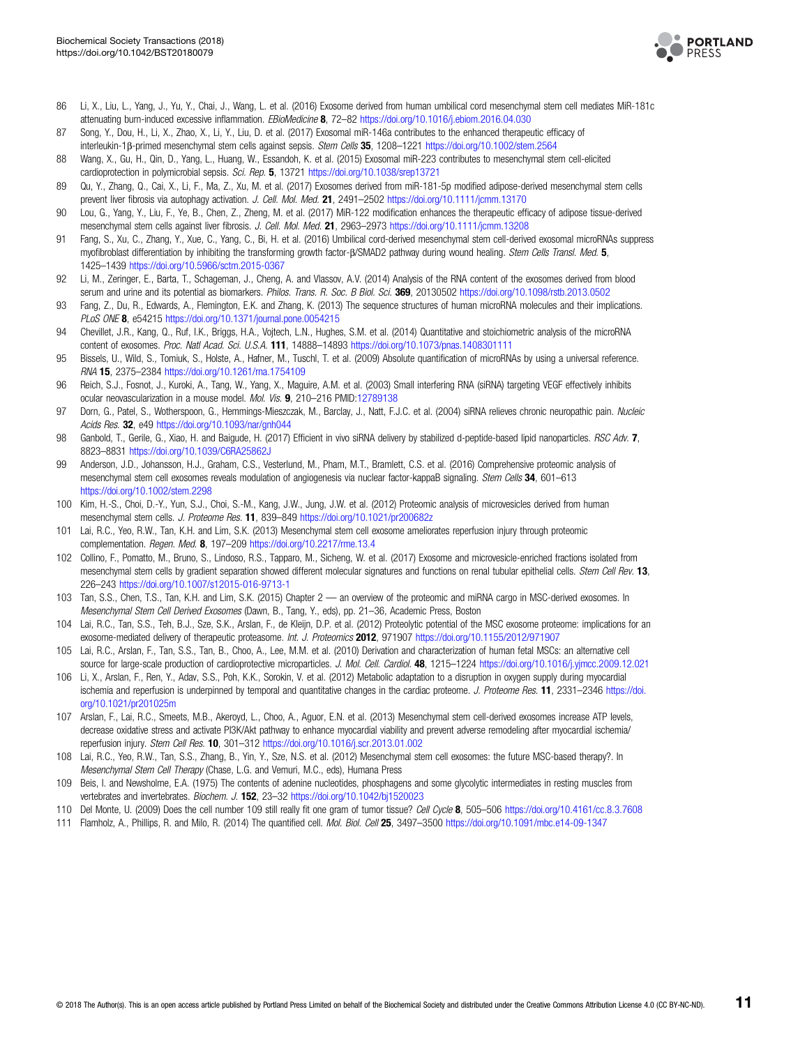86 Li, X., Liu, L., Yang, J., Yu, Y., Chai, J., Wang, L. et al. (2016) Exosome derived from human umbilical cord mesenchymal stem cell mediates MiR-181c attenuating burn-induced excessive inflammation. *EBioMedicine* **8**, 72–82 https://doi.org/10.1016/j.ebiom.2016.04.030

87 Song, Y., Dou, H., Li, X., Zhao, X., Li, Y., Liu, D. et al. (2017) Exosomal miR-146a contributes to the enhanced therapeutic efficacy of interleukin-1β-primed mesenchymal stem cells against sepsis. *Stem Cells* **35**, 1208–1221 https://doi.org/10.1002/stem.2564

88 Wang, X., Gu, H., Qin, D., Yang, L., Huang, W., Essandoh, K. et al. (2015) Exosomal miR-223 contributes to mesenchymal stem cell-elicited cardioprotection in polymicrobial sepsis. *Sci. Rep.* **5**, 13721 https://doi.org/10.1038/srep13721

89 Qu, Y., Zhang, Q., Cai, X., Li, F., Ma, Z., Xu, M. et al. (2017) Exosomes derived from miR-181-5p modified adipose-derived mesenchymal stem cells prevent liver fibrosis via autophagy activation. *J. Cell. Mol. Med.* **21**, 2491–2502 https://doi.org/10.1111/jcmm.13170

90 Lou, G., Yang, Y., Liu, F., Ye, B., Chen, Z., Zheng, M. et al. (2017) MiR-122 modification enhances the therapeutic efficacy of adipose tissue-derived mesenchymal stem cells against liver fibrosis. *J. Cell. Mol. Med.* **21**, 2963–2973 https://doi.org/10.1111/jcmm.13208

91 Fang, S., Xu, C., Zhang, Y., Xue, C., Yang, C., Bi, H. et al. (2016) Umbilical cord-derived mesenchymal stem cell-derived exosomal microRNAs suppress myofibroblast differentiation by inhibiting the transforming growth factor-β/SMAD2 pathway during wound healing. *Stem Cells Transl. Med.* **5**, 1425–1439 https://doi.org/10.5966/sctm.2015-0367

92 Li, M., Zeringer, E., Barta, T., Schageman, J., Cheng, A. and Vlassov, A.V. (2014) Analysis of the RNA content of the exosomes derived from blood serum and urine and its potential as biomarkers. *Philos. Trans. R. Soc. B Biol. Sci.* **369**, 20130502 https://doi.org/10.1098/rstb.2013.0502

93 Fang, Z., Du, R., Edwards, A., Flemington, E.K. and Zhang, K. (2013) The sequence structures of human microRNA molecules and their implications. *PLoS ONE* **8**, e54215 https://doi.org/10.1371/journal.pone.0054215

94 Chevillet, J.R., Kang, Q., Ruf, I.K., Briggs, H.A., Vojtech, L.N., Hughes, S.M. et al. (2014) Quantitative and stoichiometric analysis of the microRNA content of exosomes. *Proc. Natl Acad. Sci. U.S.A.* **111**, 14888–14893 https://doi.org/10.1073/pnas.1408301111

95 Bissels, U., Wild, S., Tomiuk, S., Holste, A., Hafner, M., Tuschl, T. et al. (2009) Absolute quantification of microRNAs by using a universal reference. *RNA* **15**, 2375–2384 https://doi.org/10.1261/rna.1754109

96 Reich, S.J., Fosnot, J., Kuroki, A., Tang, W., Yang, X., Maguire, A.M. et al. (2003) Small interfering RNA (siRNA) targeting VEGF effectively inhibits ocular neovascularization in a mouse model. *Mol. Vis.* **9**, 210–216 PMID:12789138

97 Dorn, G., Patel, S., Wotherspoon, G., Hemmings-Mieszczak, M., Barclay, J., Natt, F.J.C. et al. (2004) siRNA relieves chronic neuropathic pain. *Nucleic Acids Res.* **32**, e49 https://doi.org/10.1093/nar/gnh044

98 Ganbold, T., Gerile, G., Xiao, H. and Baigude, H. (2017) Efficient in vivo siRNA delivery by stabilized d-peptide-based lipid nanoparticles. *RSC Adv.* **7**, 8823–8831 https://doi.org/10.1039/C6RA25862J

99 Anderson, J.D., Johansson, H.J., Graham, C.S., Vesterlund, M., Pham, M.T., Bramlett, C.S. et al. (2016) Comprehensive proteomic analysis of mesenchymal stem cell exosomes reveals modulation of angiogenesis via nuclear factor-kappaB signaling. *Stem Cells* **34**, 601–613 https://doi.org/10.1002/stem.2298

100 Kim, H.-S., Choi, D.-Y., Yun, S.J., Choi, S.-M., Kang, J.W., Jung, J.W. et al. (2012) Proteomic analysis of microvesicles derived from human mesenchymal stem cells. *J. Proteome Res.* **11**, 839–849 https://doi.org/10.1021/pr200682z

101 Lai, R.C., Yeo, R.W., Tan, K.H. and Lim, S.K. (2013) Mesenchymal stem cell exosome ameliorates reperfusion injury through proteomic complementation. *Regen. Med.* **8**, 197–209 https://doi.org/10.2217/rme.13.4

102 Collino, F., Pomatto, M., Bruno, S., Lindoso, R.S., Tapparo, M., Sicheng, W. et al. (2017) Exosome and microvesicle-enriched fractions isolated from mesenchymal stem cells by gradient separation showed different molecular signatures and functions on renal tubular epithelial cells. *Stem Cell Rev.* **13**, 226–243 https://doi.org/10.1007/s12015-016-9713-1

103 Tan, S.S., Chen, T.S., Tan, K.H. and Lim, S.K. (2015) Chapter 2 — an overview of the proteomic and miRNA cargo in MSC-derived exosomes. In *Mesenchymal Stem Cell Derived Exosomes* (Dawn, B., Tang, Y., eds), pp. 21–36, Academic Press, Boston

104 Lai, R.C., Tan, S.S., Teh, B.J., Sze, S.K., Arslan, F., de Kleijn, D.P. et al. (2012) Proteolytic potential of the MSC exosome proteome: implications for an exosome-mediated delivery of therapeutic proteasome. *Int. J. Proteomics* **2012**, 971907 https://doi.org/10.1155/2012/971907

105 Lai, R.C., Arslan, F., Tan, S.S., Tan, B., Choo, A., Lee, M.M. et al. (2010) Derivation and characterization of human fetal MSCs: an alternative cell source for large-scale production of cardioprotective microparticles. *J. Mol. Cell. Cardiol.* **48**, 1215–1224 https://doi.org/10.1016/j.yjmcc.2009.12.021

106 Li, X., Arslan, F., Ren, Y., Adav, S.S., Poh, K.K., Sorokin, V. et al. (2012) Metabolic adaptation to a disruption in oxygen supply during myocardial ischemia and reperfusion is underpinned by temporal and quantitative changes in the cardiac proteome. *J. Proteome Res.* **11**, 2331–2346 https://doi.org/10.1021/pr201025m

107 Arslan, F., Lai, R.C., Smeets, M.B., Akeroyd, L., Choo, A., Aguor, E.N. et al. (2013) Mesenchymal stem cell-derived exosomes increase ATP levels, decrease oxidative stress and activate PI3K/Akt pathway to enhance myocardial viability and prevent adverse remodeling after myocardial ischemia/reperfusion injury. *Stem Cell Res.* **10**, 301–312 https://doi.org/10.1016/j.scr.2013.01.002

108 Lai, R.C., Yeo, R.W., Tan, S.S., Zhang, B., Yin, Y., Sze, N.S. et al. (2012) Mesenchymal stem cell exosomes: the future MSC-based therapy?. In *Mesenchymal Stem Cell Therapy* (Chase, L.G. and Vemuri, M.C., eds), Humana Press

109 Beis, I. and Newsholme, E.A. (1975) The contents of adenine nucleotides, phosphagens and some glycolytic intermediates in resting muscles from vertebrates and invertebrates. *Biochem. J.* **152**, 23–32 https://doi.org/10.1042/bj1520023

110 Del Monte, U. (2009) Does the cell number 109 still really fit one gram of tumor tissue? *Cell Cycle* **8**, 505–506 https://doi.org/10.4161/cc.8.3.7608

111 Flamholz, A., Phillips, R. and Milo, R. (2014) The quantified cell. *Mol. Biol. Cell* **25**, 3497–3500 https://doi.org/10.1091/mbc.e14-09-1347